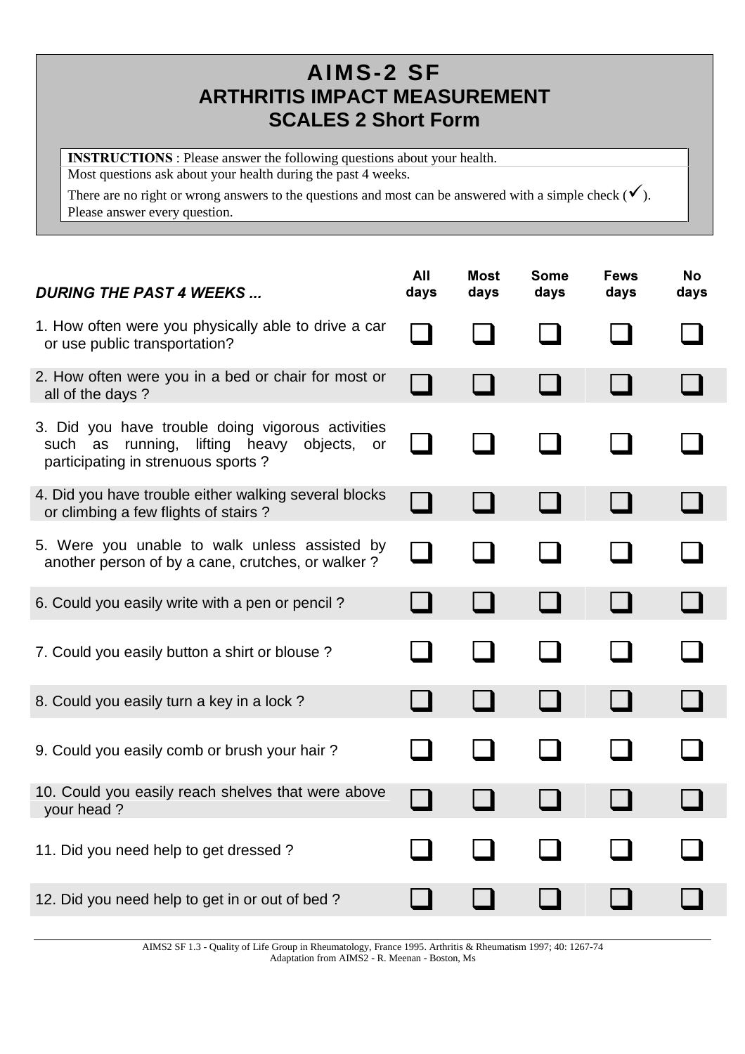# AIMS-2 SF
# ARTHRITIS IMPACT MEASUREMENT SCALES 2 Short Form

**INSTRUCTIONS** : Please answer the following questions about your health.
Most questions ask about your health during the past 4 weeks.
There are no right or wrong answers to the questions and most can be answered with a simple check (✓).
Please answer every question.

| *DURING THE PAST 4 WEEKS ...* | All days | Most days | Some days | Fews days | No days |
|---|---|---|---|---|---|
| 1. How often were you physically able to drive a car or use public transportation? | ☐ | ☐ | ☐ | ☐ | ☐ |
| 2. How often were you in a bed or chair for most or all of the days ? | ☐ | ☐ | ☐ | ☐ | ☐ |
| 3. Did you have trouble doing vigorous activities such as running, lifting heavy objects, or participating in strenuous sports ? | ☐ | ☐ | ☐ | ☐ | ☐ |
| 4. Did you have trouble either walking several blocks or climbing a few flights of stairs ? | ☐ | ☐ | ☐ | ☐ | ☐ |
| 5. Were you unable to walk unless assisted by another person of by a cane, crutches, or walker ? | ☐ | ☐ | ☐ | ☐ | ☐ |
| 6. Could you easily write with a pen or pencil ? | ☐ | ☐ | ☐ | ☐ | ☐ |
| 7. Could you easily button a shirt or blouse ? | ☐ | ☐ | ☐ | ☐ | ☐ |
| 8. Could you easily turn a key in a lock ? | ☐ | ☐ | ☐ | ☐ | ☐ |
| 9. Could you easily comb or brush your hair ? | ☐ | ☐ | ☐ | ☐ | ☐ |
| 10. Could you easily reach shelves that were above your head ? | ☐ | ☐ | ☐ | ☐ | ☐ |
| 11. Did you need help to get dressed ? | ☐ | ☐ | ☐ | ☐ | ☐ |
| 12. Did you need help to get in or out of bed ? | ☐ | ☐ | ☐ | ☐ | ☐ |

AIMS2 SF 1.3 - Quality of Life Group in Rheumatology, France 1995. Arthritis & Rheumatism 1997; 40: 1267-74
Adaptation from AIMS2 - R. Meenan - Boston, Ms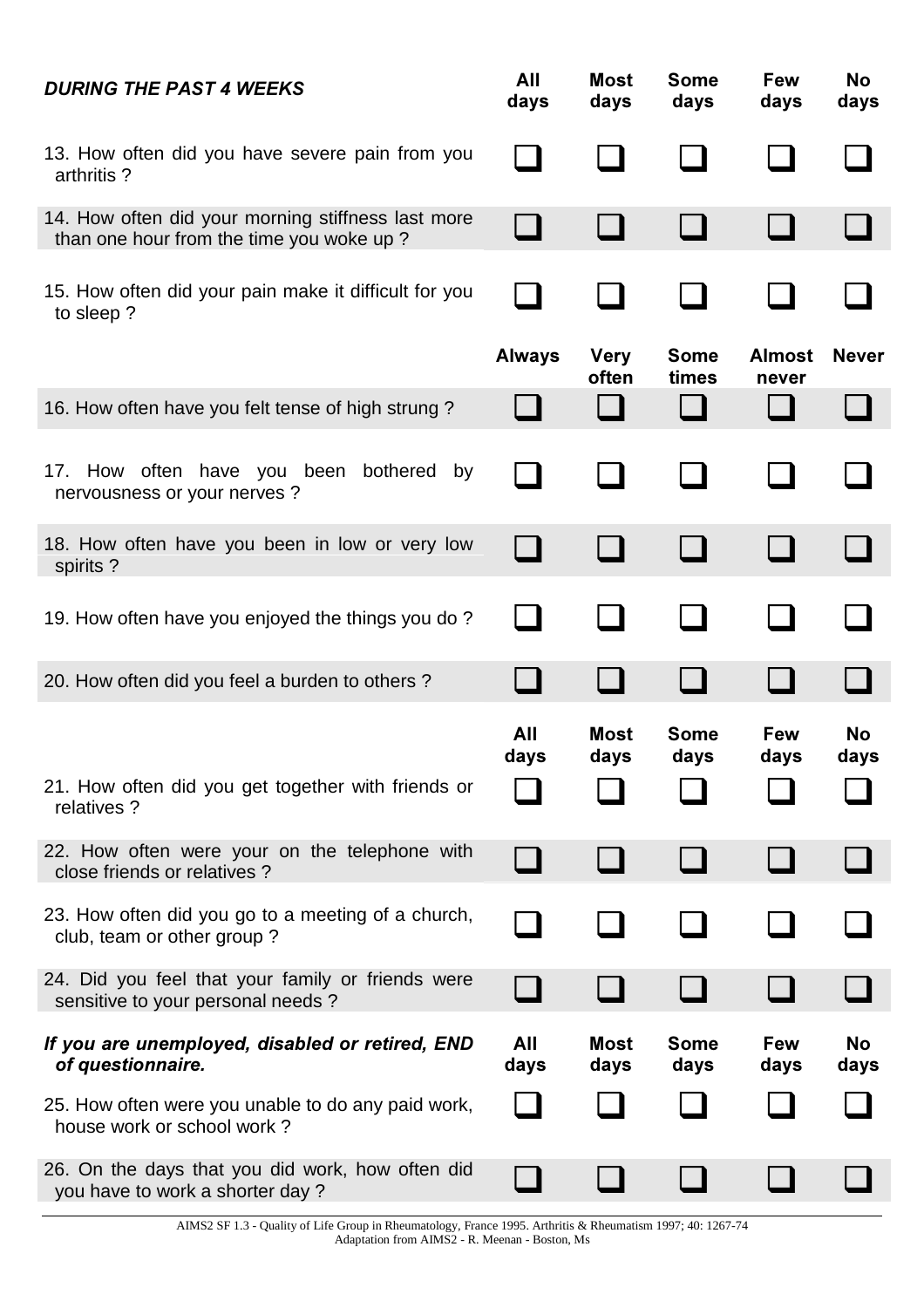| *DURING THE PAST 4 WEEKS* | All days | Most days | Some days | Few days | No days |
|---|---|---|---|---|---|
| 13. How often did you have severe pain from you arthritis ? | ❑ | ❑ | ❑ | ❑ | ❑ |
| 14. How often did your morning stiffness last more than one hour from the time you woke up ? | ❑ | ❑ | ❑ | ❑ | ❑ |
| 15. How often did your pain make it difficult for you to sleep ? | ❑ | ❑ | ❑ | ❑ | ❑ |
| | **Always** | **Very often** | **Some times** | **Almost never** | **Never** |
| 16. How often have you felt tense of high strung ? | ❑ | ❑ | ❑ | ❑ | ❑ |
| 17. How often have you been bothered by nervousness or your nerves ? | ❑ | ❑ | ❑ | ❑ | ❑ |
| 18. How often have you been in low or very low spirits ? | ❑ | ❑ | ❑ | ❑ | ❑ |
| 19. How often have you enjoyed the things you do ? | ❑ | ❑ | ❑ | ❑ | ❑ |
| 20. How often did you feel a burden to others ? | ❑ | ❑ | ❑ | ❑ | ❑ |
| | **All days** | **Most days** | **Some days** | **Few days** | **No days** |
| 21. How often did you get together with friends or relatives ? | ❑ | ❑ | ❑ | ❑ | ❑ |
| 22. How often were your on the telephone with close friends or relatives ? | ❑ | ❑ | ❑ | ❑ | ❑ |
| 23. How often did you go to a meeting of a church, club, team or other group ? | ❑ | ❑ | ❑ | ❑ | ❑ |
| 24. Did you feel that your family or friends were sensitive to your personal needs ? | ❑ | ❑ | ❑ | ❑ | ❑ |
| ***If you are unemployed, disabled or retired, END of questionnaire.*** | **All days** | **Most days** | **Some days** | **Few days** | **No days** |
| 25. How often were you unable to do any paid work, house work or school work ? | ❑ | ❑ | ❑ | ❑ | ❑ |
| 26. On the days that you did work, how often did you have to work a shorter day ? | ❑ | ❑ | ❑ | ❑ | ❑ |

AIMS2 SF 1.3 - Quality of Life Group in Rheumatology, France 1995. Arthritis & Rheumatism 1997; 40: 1267-74
Adaptation from AIMS2 - R. Meenan - Boston, Ms